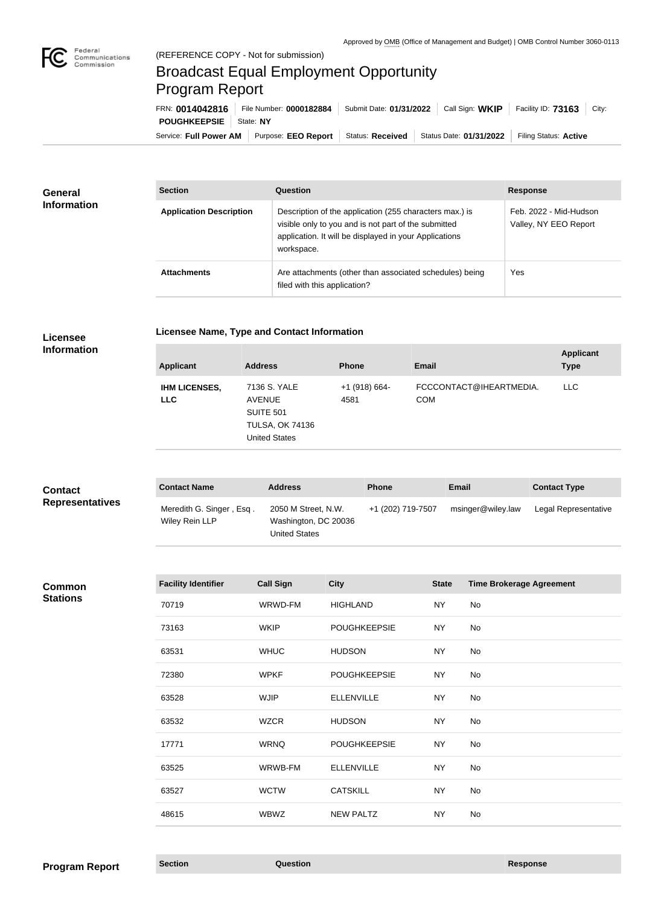Approved by OMB (Office of Management and Budget) | OMB Control Number 3060-0113

(REFERENCE COPY - Not for submission)

# Broadcast Equal Employment Opportunity Program Report

FRN: **0014042816** | File Number: **0000182884** | Submit Date: **01/31/2022** | Call Sign: **WKIP** | Facility ID: **73163** | City: **POUGHKEEPSIE** | State: **NY**

Service: **Full Power AM** | Purpose: **EEO Report** | Status: **Received** | Status Date: **01/31/2022** | Filing Status: **Active**

## General Information

| Section | Question | Response |
| --- | --- | --- |
| **Application Description** | Description of the application (255 characters max.) is visible only to you and is not part of the submitted application. It will be displayed in your Applications workspace. | Feb. 2022 - Mid-Hudson Valley, NY EEO Report |
| **Attachments** | Are attachments (other than associated schedules) being filed with this application? | Yes |

## Licensee Information

### Licensee Name, Type and Contact Information

| Applicant | Address | Phone | Email | Applicant Type |
| --- | --- | --- | --- | --- |
| **IHM LICENSES, LLC** | 7136 S. YALE AVENUE SUITE 501 TULSA, OK 74136 United States | +1 (918) 664-4581 | FCCCONTACT@IHEARTMEDIA.COM | LLC |

## Contact Representatives

| Contact Name | Address | Phone | Email | Contact Type |
| --- | --- | --- | --- | --- |
| Meredith G. Singer , Esq . Wiley Rein LLP | 2050 M Street, N.W. Washington, DC 20036 United States | +1 (202) 719-7507 | msinger@wiley.law | Legal Representative |

## Common Stations

| Facility Identifier | Call Sign | City | State | Time Brokerage Agreement |
| --- | --- | --- | --- | --- |
| 70719 | WRWD-FM | HIGHLAND | NY | No |
| 73163 | WKIP | POUGHKEEPSIE | NY | No |
| 63531 | WHUC | HUDSON | NY | No |
| 72380 | WPKF | POUGHKEEPSIE | NY | No |
| 63528 | WJIP | ELLENVILLE | NY | No |
| 63532 | WZCR | HUDSON | NY | No |
| 17771 | WRNQ | POUGHKEEPSIE | NY | No |
| 63525 | WRWB-FM | ELLENVILLE | NY | No |
| 63527 | WCTW | CATSKILL | NY | No |
| 48615 | WBWZ | NEW PALTZ | NY | No |

## Program Report

| Section | Question | Response |
| --- | --- | --- |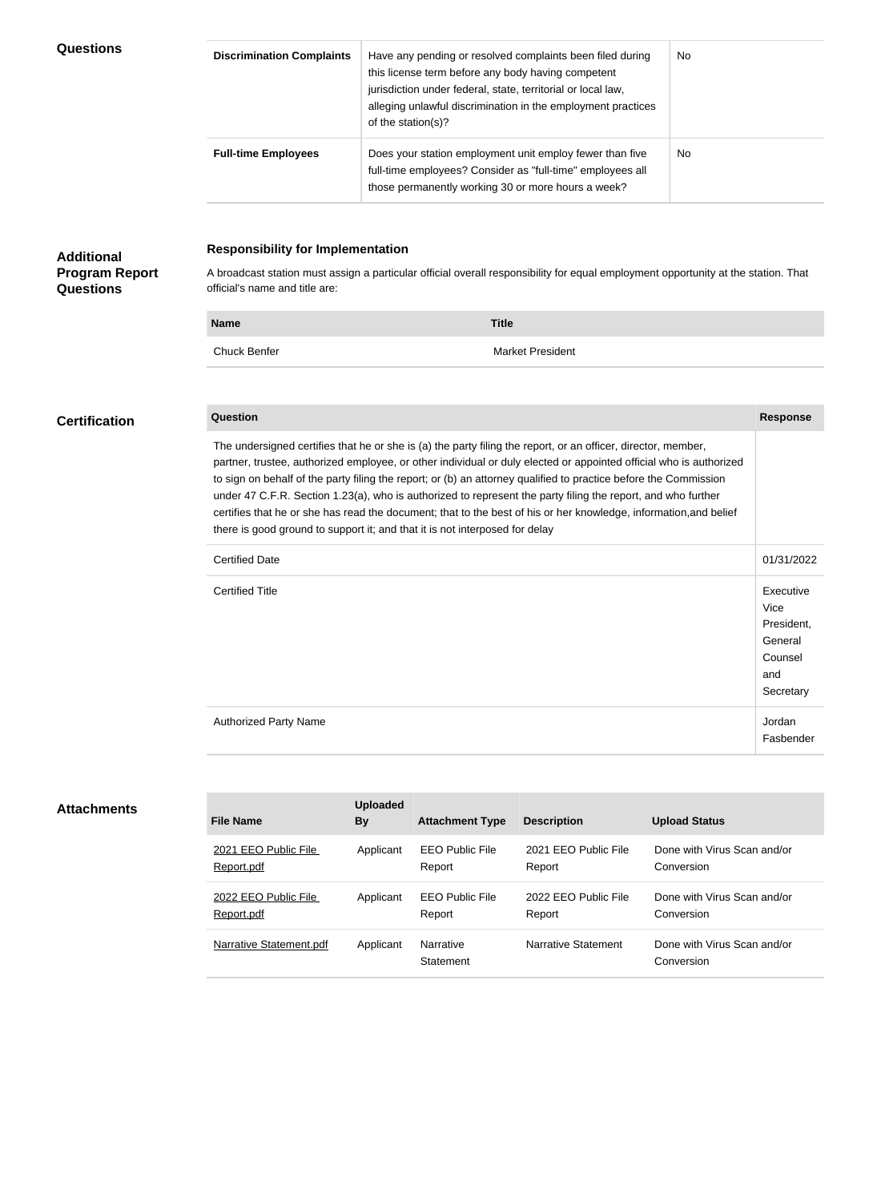## Questions

| | | |
|---|---|---|
| **Discrimination Complaints** | Have any pending or resolved complaints been filed during this license term before any body having competent jurisdiction under federal, state, territorial or local law, alleging unlawful discrimination in the employment practices of the station(s)? | No |
| **Full-time Employees** | Does your station employment unit employ fewer than five full-time employees? Consider as "full-time" employees all those permanently working 30 or more hours a week? | No |

## Additional Program Report Questions

**Responsibility for Implementation**

A broadcast station must assign a particular official overall responsibility for equal employment opportunity at the station. That official's name and title are:

| Name | Title |
|---|---|
| Chuck Benfer | Market President |

## Certification

| Question | Response |
|---|---|
| The undersigned certifies that he or she is (a) the party filing the report, or an officer, director, member, partner, trustee, authorized employee, or other individual or duly elected or appointed official who is authorized to sign on behalf of the party filing the report; or (b) an attorney qualified to practice before the Commission under 47 C.F.R. Section 1.23(a), who is authorized to represent the party filing the report, and who further certifies that he or she has read the document; that to the best of his or her knowledge, information,and belief there is good ground to support it; and that it is not interposed for delay | |
| Certified Date | 01/31/2022 |
| Certified Title | Executive Vice President, General Counsel and Secretary |
| Authorized Party Name | Jordan Fasbender |

## Attachments

| File Name | Uploaded By | Attachment Type | Description | Upload Status |
|---|---|---|---|---|
| 2021 EEO Public File Report.pdf | Applicant | EEO Public File Report | 2021 EEO Public File Report | Done with Virus Scan and/or Conversion |
| 2022 EEO Public File Report.pdf | Applicant | EEO Public File Report | 2022 EEO Public File Report | Done with Virus Scan and/or Conversion |
| Narrative Statement.pdf | Applicant | Narrative Statement | Narrative Statement | Done with Virus Scan and/or Conversion |